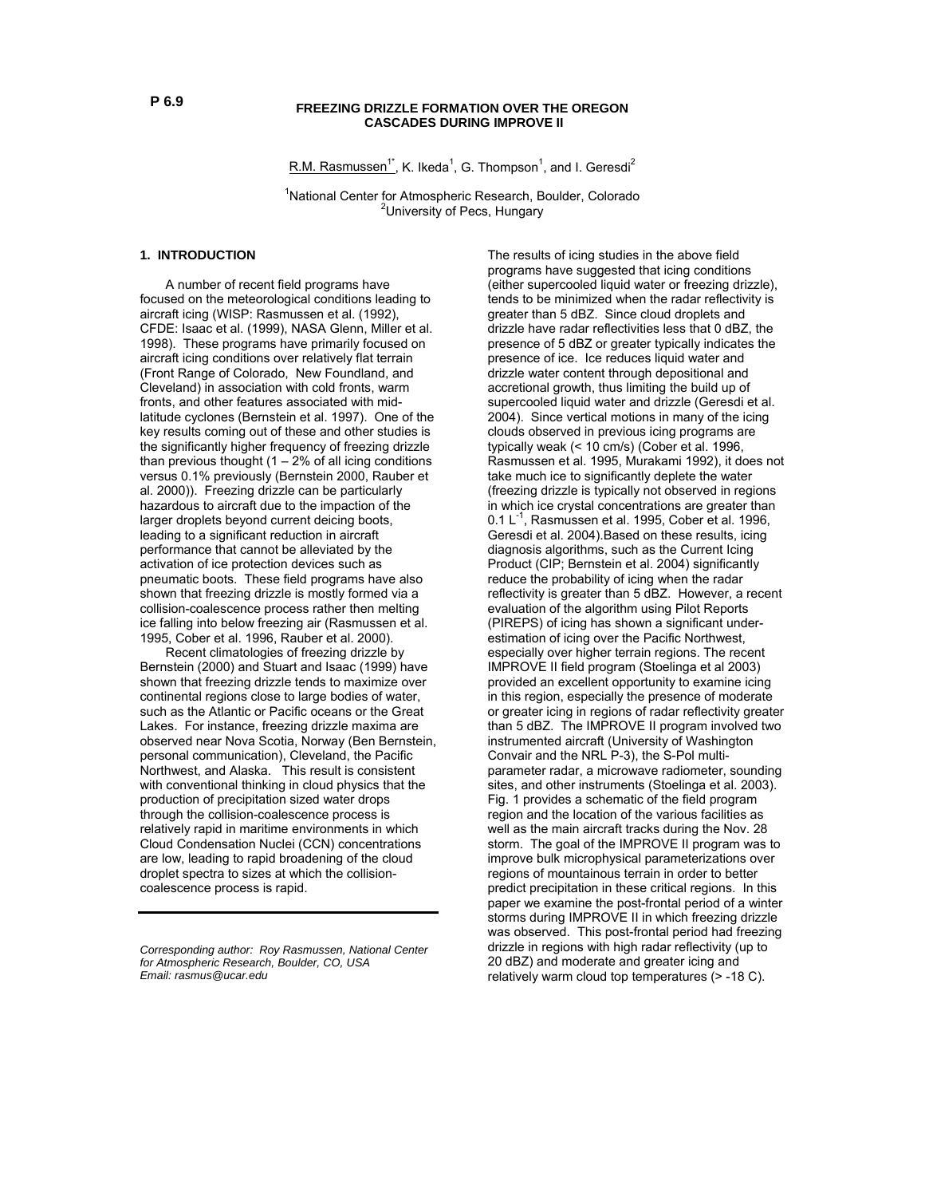P 6.9

# FREEZING DRIZZLE FORMATION OVER THE OREGON CASCADES DURING IMPROVE II

R.M. Rasmussen[1*], K. Ikeda[1], G. Thompson[1], and I. Geresdi[2]

[1]National Center for Atmospheric Research, Boulder, Colorado
[2]University of Pecs, Hungary

## 1. INTRODUCTION

A number of recent field programs have focused on the meteorological conditions leading to aircraft icing (WISP: Rasmussen et al. (1992), CFDE: Isaac et al. (1999), NASA Glenn, Miller et al. 1998). These programs have primarily focused on aircraft icing conditions over relatively flat terrain (Front Range of Colorado, New Foundland, and Cleveland) in association with cold fronts, warm fronts, and other features associated with mid-latitude cyclones (Bernstein et al. 1997). One of the key results coming out of these and other studies is the significantly higher frequency of freezing drizzle than previous thought (1 – 2% of all icing conditions versus 0.1% previously (Bernstein 2000, Rauber et al. 2000)). Freezing drizzle can be particularly hazardous to aircraft due to the impaction of the larger droplets beyond current deicing boots, leading to a significant reduction in aircraft performance that cannot be alleviated by the activation of ice protection devices such as pneumatic boots. These field programs have also shown that freezing drizzle is mostly formed via a collision-coalescence process rather then melting ice falling into below freezing air (Rasmussen et al. 1995, Cober et al. 1996, Rauber et al. 2000).

Recent climatologies of freezing drizzle by Bernstein (2000) and Stuart and Isaac (1999) have shown that freezing drizzle tends to maximize over continental regions close to large bodies of water, such as the Atlantic or Pacific oceans or the Great Lakes. For instance, freezing drizzle maxima are observed near Nova Scotia, Norway (Ben Bernstein, personal communication), Cleveland, the Pacific Northwest, and Alaska. This result is consistent with conventional thinking in cloud physics that the production of precipitation sized water drops through the collision-coalescence process is relatively rapid in maritime environments in which Cloud Condensation Nuclei (CCN) concentrations are low, leading to rapid broadening of the cloud droplet spectra to sizes at which the collision-coalescence process is rapid.

*Corresponding author: Roy Rasmussen, National Center for Atmospheric Research, Boulder, CO, USA*
*Email: rasmus@ucar.edu*

The results of icing studies in the above field programs have suggested that icing conditions (either supercooled liquid water or freezing drizzle), tends to be minimized when the radar reflectivity is greater than 5 dBZ. Since cloud droplets and drizzle have radar reflectivities less that 0 dBZ, the presence of 5 dBZ or greater typically indicates the presence of ice. Ice reduces liquid water and drizzle water content through depositional and accretional growth, thus limiting the build up of supercooled liquid water and drizzle (Geresdi et al. 2004). Since vertical motions in many of the icing clouds observed in previous icing programs are typically weak (< 10 cm/s) (Cober et al. 1996, Rasmussen et al. 1995, Murakami 1992), it does not take much ice to significantly deplete the water (freezing drizzle is typically not observed in regions in which ice crystal concentrations are greater than 0.1 $L^{-1}$, Rasmussen et al. 1995, Cober et al. 1996, Geresdi et al. 2004).Based on these results, icing diagnosis algorithms, such as the Current Icing Product (CIP; Bernstein et al. 2004) significantly reduce the probability of icing when the radar reflectivity is greater than 5 dBZ. However, a recent evaluation of the algorithm using Pilot Reports (PIREPS) of icing has shown a significant under-estimation of icing over the Pacific Northwest, especially over higher terrain regions. The recent IMPROVE II field program (Stoelinga et al 2003) provided an excellent opportunity to examine icing in this region, especially the presence of moderate or greater icing in regions of radar reflectivity greater than 5 dBZ. The IMPROVE II program involved two instrumented aircraft (University of Washington Convair and the NRL P-3), the S-Pol multi-parameter radar, a microwave radiometer, sounding sites, and other instruments (Stoelinga et al. 2003). Fig. 1 provides a schematic of the field program region and the location of the various facilities as well as the main aircraft tracks during the Nov. 28 storm. The goal of the IMPROVE II program was to improve bulk microphysical parameterizations over regions of mountainous terrain in order to better predict precipitation in these critical regions. In this paper we examine the post-frontal period of a winter storms during IMPROVE II in which freezing drizzle was observed. This post-frontal period had freezing drizzle in regions with high radar reflectivity (up to 20 dBZ) and moderate and greater icing and relatively warm cloud top temperatures (> -18 C).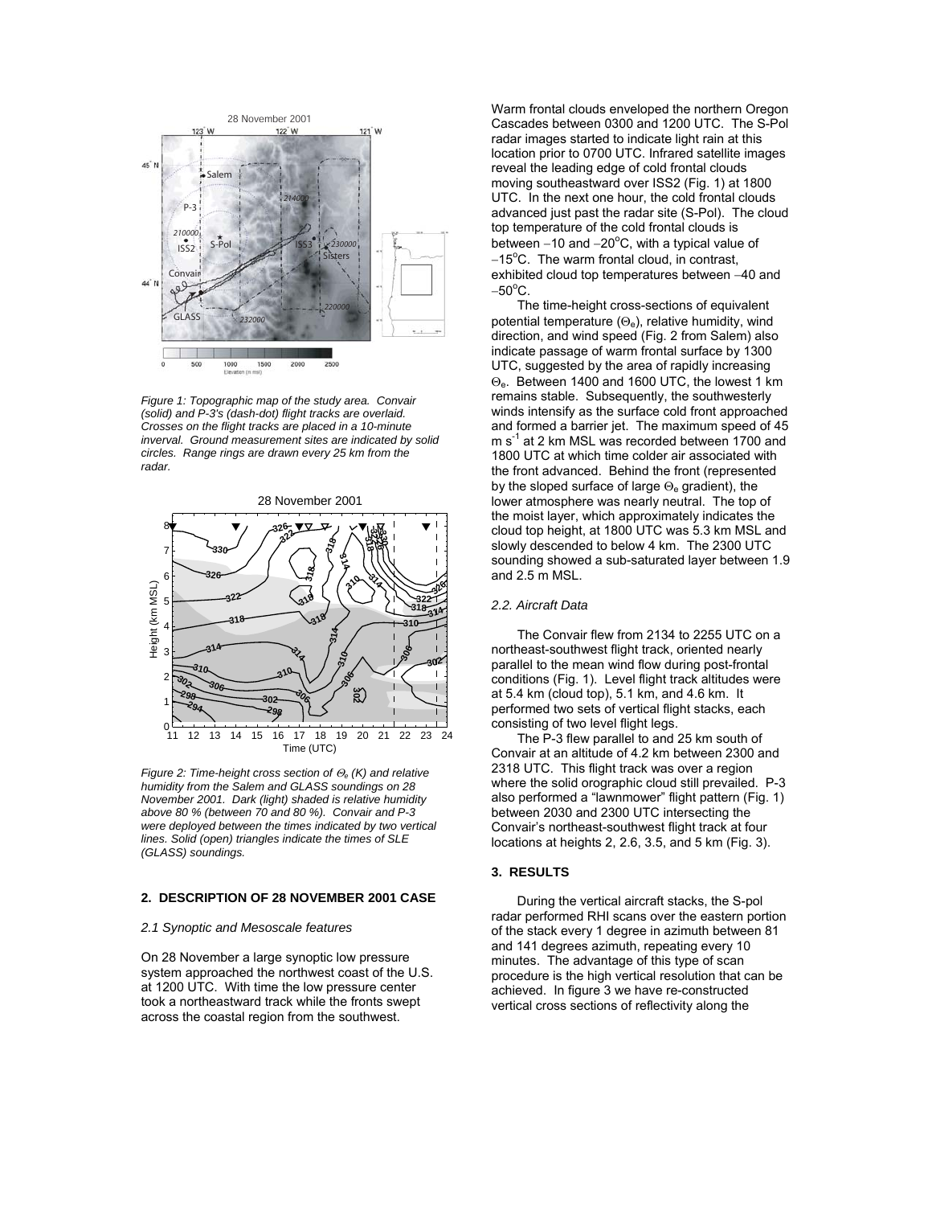Figure 1: Topographic map of the study area. Convair (solid) and P-3's (dash-dot) flight tracks are overlaid. Crosses on the flight tracks are placed in a 10-minute inverval. Ground measurement sites are indicated by solid circles. Range rings are drawn every 25 km from the radar.

*Figure 2: Time-height cross section of $\Theta_e$ (K) and relative humidity from the Salem and GLASS soundings on 28 November 2001. Dark (light) shaded is relative humidity above 80 % (between 70 and 80 %). Convair and P-3 were deployed between the times indicated by two vertical lines. Solid (open) triangles indicate the times of SLE (GLASS) soundings.*

## 2. DESCRIPTION OF 28 NOVEMBER 2001 CASE

### *2.1 Synoptic and Mesoscale features*

On 28 November a large synoptic low pressure system approached the northwest coast of the U.S. at 1200 UTC. With time the low pressure center took a northeastward track while the fronts swept across the coastal region from the southwest.

Warm frontal clouds enveloped the northern Oregon Cascades between 0300 and 1200 UTC. The S-Pol radar images started to indicate light rain at this location prior to 0700 UTC. Infrared satellite images reveal the leading edge of cold frontal clouds moving southeastward over ISS2 (Fig. 1) at 1800 UTC. In the next one hour, the cold frontal clouds advanced just past the radar site (S-Pol). The cloud top temperature of the cold frontal clouds is between $-10$ and $-20^{o}$C, with a typical value of $-15^{o}$C. The warm frontal cloud, in contrast, exhibited cloud top temperatures between $-40$ and $-50^{o}$C.

The time-height cross-sections of equivalent potential temperature ($\Theta_e$), relative humidity, wind direction, and wind speed (Fig. 2 from Salem) also indicate passage of warm frontal surface by 1300 UTC, suggested by the area of rapidly increasing $\Theta_e$. Between 1400 and 1600 UTC, the lowest 1 km remains stable. Subsequently, the southwesterly winds intensify as the surface cold front approached and formed a barrier jet. The maximum speed of 45 m s$^{-1}$ at 2 km MSL was recorded between 1700 and 1800 UTC at which time colder air associated with the front advanced. Behind the front (represented by the sloped surface of large $\Theta_e$ gradient), the lower atmosphere was nearly neutral. The top of the moist layer, which approximately indicates the cloud top height, at 1800 UTC was 5.3 km MSL and slowly descended to below 4 km. The 2300 UTC sounding showed a sub-saturated layer between 1.9 and 2.5 m MSL.

### *2.2. Aircraft Data*

The Convair flew from 2134 to 2255 UTC on a northeast-southwest flight track, oriented nearly parallel to the mean wind flow during post-frontal conditions (Fig. 1). Level flight track altitudes were at 5.4 km (cloud top), 5.1 km, and 4.6 km. It performed two sets of vertical flight stacks, each consisting of two level flight legs.

The P-3 flew parallel to and 25 km south of Convair at an altitude of 4.2 km between 2300 and 2318 UTC. This flight track was over a region where the solid orographic cloud still prevailed. P-3 also performed a "lawnmower" flight pattern (Fig. 1) between 2030 and 2300 UTC intersecting the Convair's northeast-southwest flight track at four locations at heights 2, 2.6, 3.5, and 5 km (Fig. 3).

## 3. RESULTS

During the vertical aircraft stacks, the S-pol radar performed RHI scans over the eastern portion of the stack every 1 degree in azimuth between 81 and 141 degrees azimuth, repeating every 10 minutes. The advantage of this type of scan procedure is the high vertical resolution that can be achieved. In figure 3 we have re-constructed vertical cross sections of reflectivity along the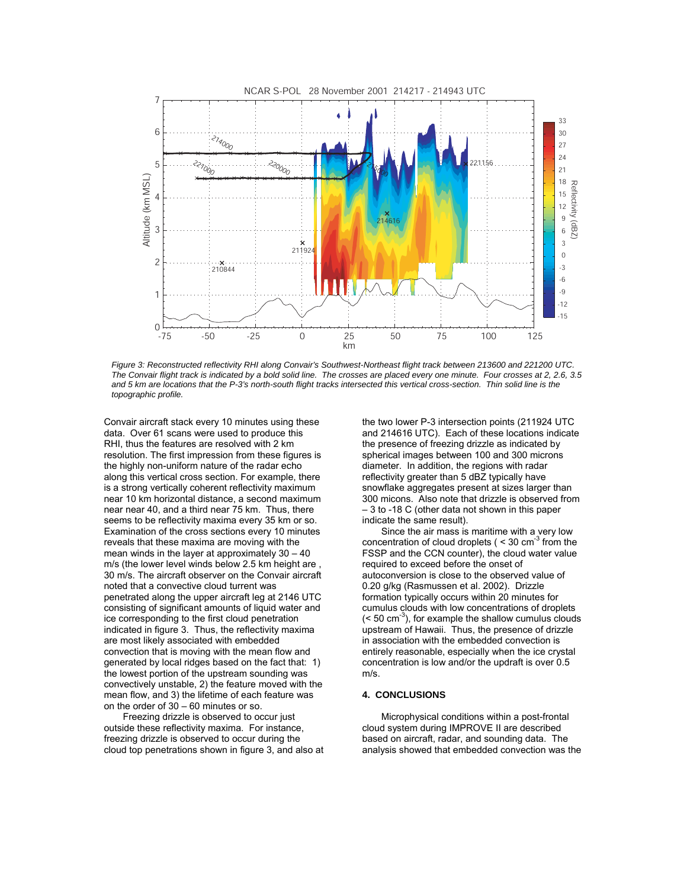*Figure 3: Reconstructed reflectivity RHI along Convair's Southwest-Northeast flight track between 213600 and 221200 UTC. The Convair flight track is indicated by a bold solid line. The crosses are placed every one minute. Four crosses at 2, 2.6, 3.5 and 5 km are locations that the P-3's north-south flight tracks intersected this vertical cross-section. Thin solid line is the topographic profile.*

Convair aircraft stack every 10 minutes using these data. Over 61 scans were used to produce this RHI, thus the features are resolved with 2 km resolution. The first impression from these figures is the highly non-uniform nature of the radar echo along this vertical cross section. For example, there is a strong vertically coherent reflectivity maximum near 10 km horizontal distance, a second maximum near near 40, and a third near 75 km. Thus, there seems to be reflectivity maxima every 35 km or so. Examination of the cross sections every 10 minutes reveals that these maxima are moving with the mean winds in the layer at approximately 30 – 40 m/s (the lower level winds below 2.5 km height are , 30 m/s. The aircraft observer on the Convair aircraft noted that a convective cloud turrent was penetrated along the upper aircraft leg at 2146 UTC consisting of significant amounts of liquid water and ice corresponding to the first cloud penetration indicated in figure 3. Thus, the reflectivity maxima are most likely associated with embedded convection that is moving with the mean flow and generated by local ridges based on the fact that: 1) the lowest portion of the upstream sounding was convectively unstable, 2) the feature moved with the mean flow, and 3) the lifetime of each feature was on the order of 30 – 60 minutes or so.

Freezing drizzle is observed to occur just outside these reflectivity maxima. For instance, freezing drizzle is observed to occur during the cloud top penetrations shown in figure 3, and also at the two lower P-3 intersection points (211924 UTC and 214616 UTC). Each of these locations indicate the presence of freezing drizzle as indicated by spherical images between 100 and 300 microns diameter. In addition, the regions with radar reflectivity greater than 5 dBZ typically have snowflake aggregates present at sizes larger than 300 micons. Also note that drizzle is observed from – 3 to -18 C (other data not shown in this paper indicate the same result).

Since the air mass is maritime with a very low concentration of cloud droplets ( < 30 cm$^{-3}$ from the FSSP and the CCN counter), the cloud water value required to exceed before the onset of autoconversion is close to the observed value of 0.20 g/kg (Rasmussen et al. 2002). Drizzle formation typically occurs within 20 minutes for cumulus clouds with low concentrations of droplets (< 50 cm$^{-3}$), for example the shallow cumulus clouds upstream of Hawaii. Thus, the presence of drizzle in association with the embedded convection is entirely reasonable, especially when the ice crystal concentration is low and/or the updraft is over 0.5 m/s.

## 4. CONCLUSIONS

Microphysical conditions within a post-frontal cloud system during IMPROVE II are described based on aircraft, radar, and sounding data. The analysis showed that embedded convection was the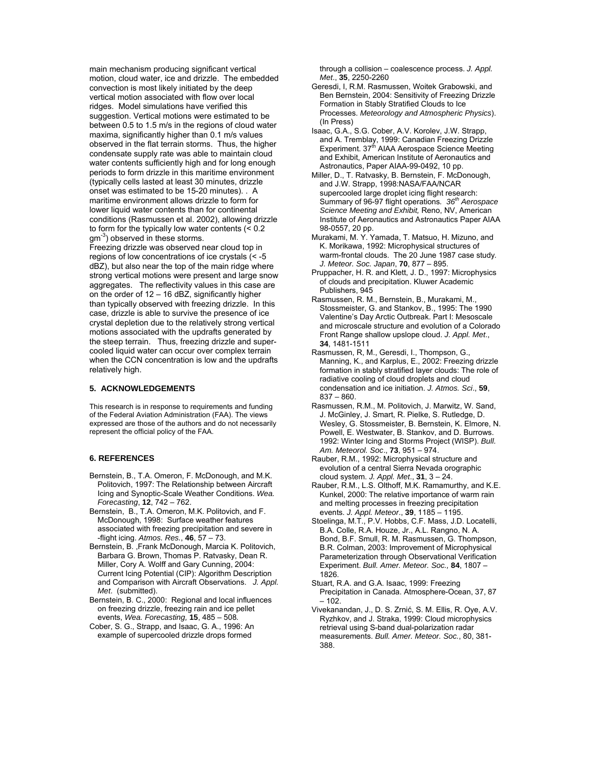main mechanism producing significant vertical motion, cloud water, ice and drizzle. The embedded convection is most likely initiated by the deep vertical motion associated with flow over local ridges. Model simulations have verified this suggestion. Vertical motions were estimated to be between 0.5 to 1.5 m/s in the regions of cloud water maxima, significantly higher than 0.1 m/s values observed in the flat terrain storms. Thus, the higher condensate supply rate was able to maintain cloud water contents sufficiently high and for long enough periods to form drizzle in this maritime environment (typically cells lasted at least 30 minutes, drizzle onset was estimated to be 15-20 minutes). . A maritime environment allows drizzle to form for lower liquid water contents than for continental conditions (Rasmussen et al. 2002), allowing drizzle to form for the typically low water contents (< 0.2 $gm^{-3}$) observed in these storms.

Freezing drizzle was observed near cloud top in regions of low concentrations of ice crystals (< -5 dBZ), but also near the top of the main ridge where strong vertical motions were present and large snow aggregates. The reflectivity values in this case are on the order of 12 – 16 dBZ, significantly higher than typically observed with freezing drizzle. In this case, drizzle is able to survive the presence of ice crystal depletion due to the relatively strong vertical motions associated with the updrafts generated by the steep terrain. Thus, freezing drizzle and super-cooled liquid water can occur over complex terrain when the CCN concentration is low and the updrafts relatively high.

## 5. ACKNOWLEDGEMENTS

This research is in response to requirements and funding of the Federal Aviation Administration (FAA). The views expressed are those of the authors and do not necessarily represent the official policy of the FAA.

## 6. REFERENCES

Bernstein, B., T.A. Omeron, F. McDonough, and M.K. Politovich, 1997: The Relationship between Aircraft Icing and Synoptic-Scale Weather Conditions. *Wea. Forecasting*, **12**, 742 – 762.

Bernstein, B., T.A. Omeron, M.K. Politovich, and F. McDonough, 1998: Surface weather features associated with freezing precipitation and severe in -flight icing. *Atmos. Res.*, **46**, 57 – 73.

Bernstein, B. ,Frank McDonough, Marcia K. Politovich, Barbara G. Brown, Thomas P. Ratvasky, Dean R. Miller, Cory A. Wolff and Gary Cunning, 2004: Current Icing Potential (CIP): Algorithm Description and Comparison with Aircraft Observations. *J. Appl. Met*. (submitted).

Bernstein, B. C., 2000: Regional and local influences on freezing drizzle, freezing rain and ice pellet events, *Wea. Forecasting,* **15**, 485 – 508.

Cober, S. G., Strapp, and Isaac, G. A., 1996: An example of supercooled drizzle drops formed through a collision – coalescence process. *J. Appl. Met*., **35**, 2250-2260

Geresdi, I, R.M. Rasmussen, Woitek Grabowski, and Ben Bernstein, 2004: Sensitivity of Freezing Drizzle Formation in Stably Stratified Clouds to Ice Processes. *Meteorology and Atmospheric Physics*). (In Press)

Isaac, G.A., S.G. Cober, A.V. Korolev, J.W. Strapp, and A. Tremblay, 1999: Canadian Freezing Drizzle Experiment. 37th AIAA Aerospace Science Meeting and Exhibit, American Institute of Aeronautics and Astronautics, Paper AIAA-99-0492, 10 pp.

Miller, D., T. Ratvasky, B. Bernstein, F. McDonough, and J.W. Strapp, 1998:NASA/FAA/NCAR supercooled large droplet icing flight research: Summary of 96-97 flight operations*. 36th Aerospace Science Meeting and Exhibit,* Reno, NV, American Institute of Aeronautics and Astronautics Paper AIAA 98-0557, 20 pp.

Murakami, M. Y. Yamada, T. Matsuo, H. Mizuno, and K. Morikawa, 1992: Microphysical structures of warm-frontal clouds. The 20 June 1987 case study. *J. Meteor. Soc. Japan*, **70**, 877 – 895.

Pruppacher, H. R. and Klett, J. D., 1997: Microphysics of clouds and precipitation. Kluwer Academic Publishers, 945

Rasmussen, R. M., Bernstein, B., Murakami, M., Stossmeister, G. and Stankov, B., 1995: The 1990 Valentine's Day Arctic Outbreak. Part I: Mesoscale and microscale structure and evolution of a Colorado Front Range shallow upslope cloud. *J. Appl. Met*., **34**, 1481-1511

Rasmussen, R, M., Geresdi, I., Thompson, G., Manning, K., and Karplus, E., 2002: Freezing drizzle formation in stably stratified layer clouds: The role of radiative cooling of cloud droplets and cloud condensation and ice initiation. *J. Atmos. Sci*., **59**, 837 – 860.

Rasmussen, R.M., M. Politovich, J. Marwitz, W. Sand, J. McGinley, J. Smart, R. Pielke, S. Rutledge, D. Wesley, G. Stossmeister, B. Bernstein, K. Elmore, N. Powell, E. Westwater, B. Stankov, and D. Burrows. 1992: Winter Icing and Storms Project (WISP). *Bull. Am. Meteorol. Soc*., **73**, 951 – 974.

Rauber, R.M., 1992: Microphysical structure and evolution of a central Sierra Nevada orographic cloud system. *J. Appl. Met*., **31**, 3 – 24.

Rauber, R.M., L.S. Olthoff, M.K. Ramamurthy, and K.E. Kunkel, 2000: The relative importance of warm rain and melting processes in freezing precipitation events. *J. Appl. Meteor*., **39**, 1185 – 1195.

Stoelinga, M.T., P.V. Hobbs, C.F. Mass, J.D. Locatelli, B.A. Colle, R.A. Houze, Jr., A.L. Rangno, N. A. Bond, B.F. Smull, R. M. Rasmussen, G. Thompson, B.R. Colman, 2003: Improvement of Microphysical Parameterization through Observational Verification Experiment. *Bull. Amer. Meteor. Soc.,* **84**, 1807 – 1826.

Stuart, R.A. and G.A. Isaac, 1999: Freezing Precipitation in Canada. Atmosphere-Ocean, 37, 87 – 102.

Vivekanandan, J., D. S. Zrnić, S. M. Ellis, R. Oye, A.V. Ryzhkov, and J. Straka, 1999: Cloud microphysics retrieval using S-band dual-polarization radar measurements. *Bull. Amer. Meteor. Soc.*, 80, 381-388.